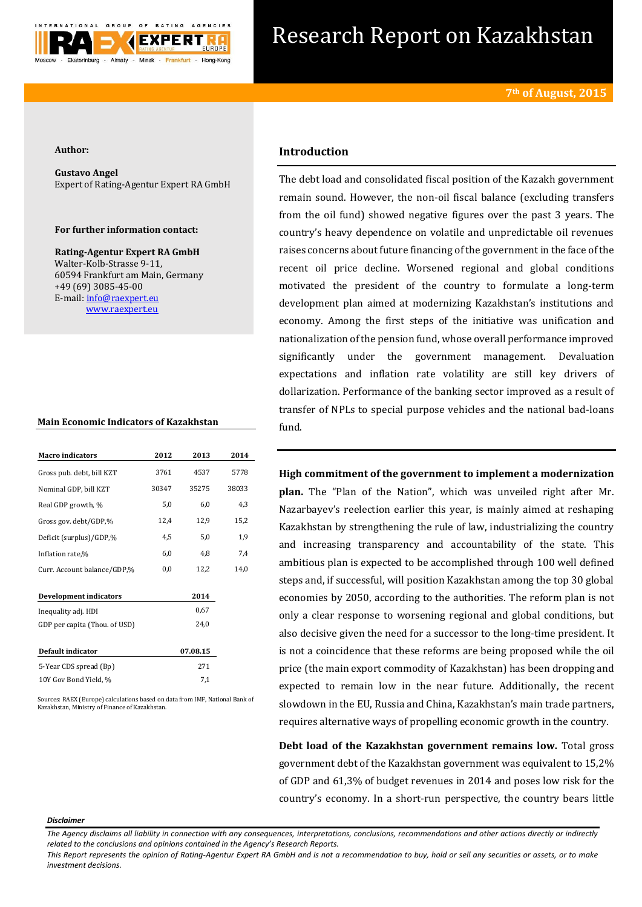# Research Report on Kazakhstan

**7th of August, 2015**

**Author:**

**Gustavo Angel**
Expert of Rating-Agentur Expert RA GmbH

**For further information contact:**

**Rating-Agentur Expert RA GmbH**
Walter-Kolb-Strasse 9-11,
60594 Frankfurt am Main, Germany
+49 (69) 3085-45-00
E-mail: info@raexpert.eu
www.raexpert.eu

### Main Economic Indicators of Kazakhstan

| Macro indicators | 2012 | 2013 | 2014 |
|---|---|---|---|
| Gross pub. debt, bill KZT | 3761 | 4537 | 5778 |
| Nominal GDP, bill KZT | 30347 | 35275 | 38033 |
| Real GDP growth, % | 5,0 | 6,0 | 4,3 |
| Gross gov. debt/GDP,% | 12,4 | 12,9 | 15,2 |
| Deficit (surplus)/GDP,% | 4,5 | 5,0 | 1,9 |
| Inflation rate,% | 6,0 | 4,8 | 7,4 |
| Curr. Account balance/GDP,% | 0,0 | 12,2 | 14,0 |

| Development indicators | 2014 |
|---|---|
| Inequality adj. HDI | 0,67 |
| GDP per capita (Thou. of USD) | 24,0 |

| Default indicator | 07.08.15 |
|---|---|
| 5-Year CDS spread (Bp) | 271 |
| 10Y Gov Bond Yield, % | 7,1 |

Sources: RAEX (Europe) calculations based on data from IMF, National Bank of Kazakhstan, Ministry of Finance of Kazakhstan.

## Introduction

The debt load and consolidated fiscal position of the Kazakh government remain sound. However, the non-oil fiscal balance (excluding transfers from the oil fund) showed negative figures over the past 3 years. The country's heavy dependence on volatile and unpredictable oil revenues raises concerns about future financing of the government in the face of the recent oil price decline. Worsened regional and global conditions motivated the president of the country to formulate a long-term development plan aimed at modernizing Kazakhstan's institutions and economy. Among the first steps of the initiative was unification and nationalization of the pension fund, whose overall performance improved significantly under the government management. Devaluation expectations and inflation rate volatility are still key drivers of dollarization. Performance of the banking sector improved as a result of transfer of NPLs to special purpose vehicles and the national bad-loans fund.

**High commitment of the government to implement a modernization plan.** The "Plan of the Nation", which was unveiled right after Mr. Nazarbayev's reelection earlier this year, is mainly aimed at reshaping Kazakhstan by strengthening the rule of law, industrializing the country and increasing transparency and accountability of the state. This ambitious plan is expected to be accomplished through 100 well defined steps and, if successful, will position Kazakhstan among the top 30 global economies by 2050, according to the authorities. The reform plan is not only a clear response to worsening regional and global conditions, but also decisive given the need for a successor to the long-time president. It is not a coincidence that these reforms are being proposed while the oil price (the main export commodity of Kazakhstan) has been dropping and expected to remain low in the near future. Additionally, the recent slowdown in the EU, Russia and China, Kazakhstan's main trade partners, requires alternative ways of propelling economic growth in the country.

**Debt load of the Kazakhstan government remains low.** Total gross government debt of the Kazakhstan government was equivalent to 15,2% of GDP and 61,3% of budget revenues in 2014 and poses low risk for the country's economy. In a short-run perspective, the country bears little

***Disclaimer***

*The Agency disclaims all liability in connection with any consequences, interpretations, conclusions, recommendations and other actions directly or indirectly related to the conclusions and opinions contained in the Agency's Research Reports.*
*This Report represents the opinion of Rating-Agentur Expert RA GmbH and is not a recommendation to buy, hold or sell any securities or assets, or to make investment decisions.*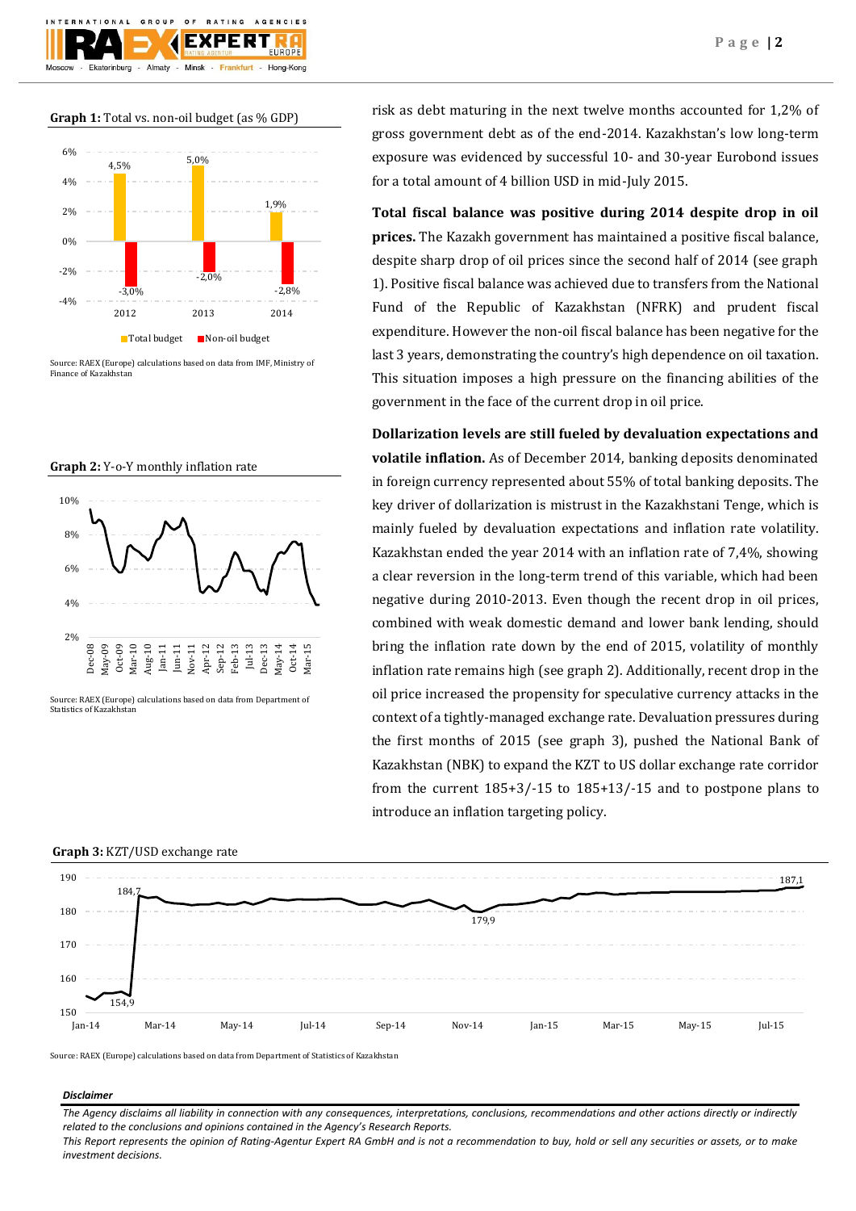**Graph 1:** Total vs. non-oil budget (as % GDP)

| | 2012 | 2013 | 2014 |
|---|---|---|---|
| Total budget | 4,5% | 5,0% | 1,9% |
| Non-oil budget | -3,0% | -2,0% | -2,8% |

Source: RAEX (Europe) calculations based on data from IMF, Ministry of Finance of Kazakhstan

**Graph 2:** Y-o-Y monthly inflation rate

Source: RAEX (Europe) calculations based on data from Department of Statistics of Kazakhstan

risk as debt maturing in the next twelve months accounted for 1,2% of gross government debt as of the end-2014. Kazakhstan's low long-term exposure was evidenced by successful 10- and 30-year Eurobond issues for a total amount of 4 billion USD in mid-July 2015.

**Total fiscal balance was positive during 2014 despite drop in oil prices.** The Kazakh government has maintained a positive fiscal balance, despite sharp drop of oil prices since the second half of 2014 (see graph 1). Positive fiscal balance was achieved due to transfers from the National Fund of the Republic of Kazakhstan (NFRK) and prudent fiscal expenditure. However the non-oil fiscal balance has been negative for the last 3 years, demonstrating the country's high dependence on oil taxation. This situation imposes a high pressure on the financing abilities of the government in the face of the current drop in oil price.

**Dollarization levels are still fueled by devaluation expectations and volatile inflation.** As of December 2014, banking deposits denominated in foreign currency represented about 55% of total banking deposits. The key driver of dollarization is mistrust in the Kazakhstani Tenge, which is mainly fueled by devaluation expectations and inflation rate volatility. Kazakhstan ended the year 2014 with an inflation rate of 7,4%, showing a clear reversion in the long-term trend of this variable, which had been negative during 2010-2013. Even though the recent drop in oil prices, combined with weak domestic demand and lower bank lending, should bring the inflation rate down by the end of 2015, volatility of monthly inflation rate remains high (see graph 2). Additionally, recent drop in the oil price increased the propensity for speculative currency attacks in the context of a tightly-managed exchange rate. Devaluation pressures during the first months of 2015 (see graph 3), pushed the National Bank of Kazakhstan (NBK) to expand the KZT to US dollar exchange rate corridor from the current 185+3/-15 to 185+13/-15 and to postpone plans to introduce an inflation targeting policy.

**Graph 3:** KZT/USD exchange rate

Source: RAEX (Europe) calculations based on data from Department of Statistics of Kazakhstan

***Disclaimer***

*The Agency disclaims all liability in connection with any consequences, interpretations, conclusions, recommendations and other actions directly or indirectly related to the conclusions and opinions contained in the Agency's Research Reports.*

*This Report represents the opinion of Rating-Agentur Expert RA GmbH and is not a recommendation to buy, hold or sell any securities or assets, or to make investment decisions.*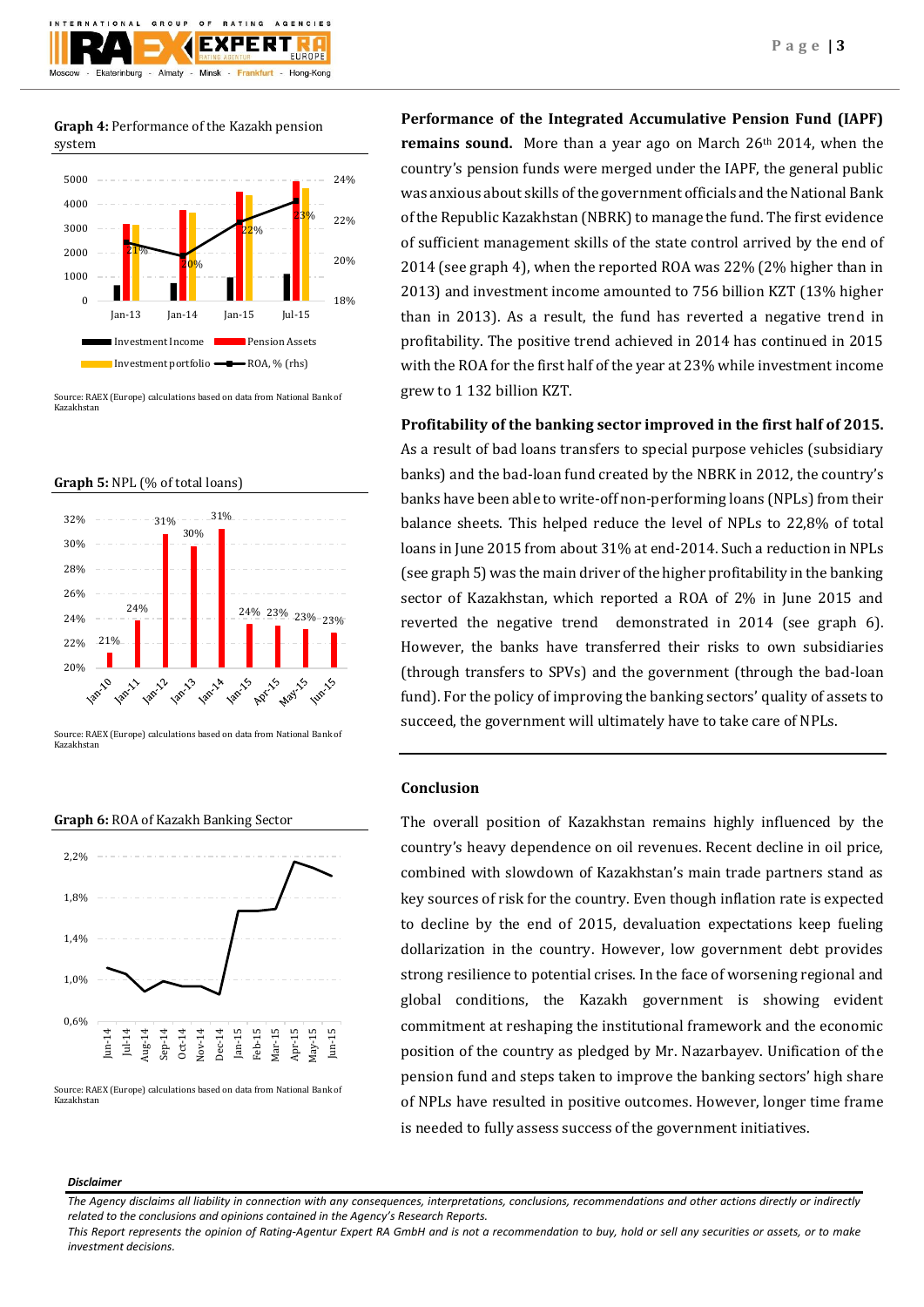**Graph 4:** Performance of the Kazakh pension system

5000
4000
3000
2000
1000
0

24%
22%
20%
18%

21%
20%
22%
23%

Jan-13
Jan-14
Jan-15
Jul-15

Investment Income
Pension Assets
Investment portfolio
ROA, % (rhs)

Source: RAEX (Europe) calculations based on data from National Bank of Kazakhstan

**Graph 5:** NPL (% of total loans)

32%
30%
28%
26%
24%
22%
20%

21%
24%
31%
30%
31%
24%
23%
23%
23%

Jan-10
Jan-11
Jan-12
Jan-13
Jan-14
Jan-15
Apr-15
May-15
Jun-15

Source: RAEX (Europe) calculations based on data from National Bank of Kazakhstan

**Graph 6:** ROA of Kazakh Banking Sector

2,2%
1,8%
1,4%
1,0%
0,6%

Jun-14
Jul-14
Aug-14
Sep-14
Oct-14
Nov-14
Dec-14
Jan-15
Feb-15
Mar-15
Apr-15
May-15
Jun-15

Source: RAEX (Europe) calculations based on data from National Bank of Kazakhstan

**Performance of the Integrated Accumulative Pension Fund (IAPF) remains sound.** More than a year ago on March 26th 2014, when the country's pension funds were merged under the IAPF, the general public was anxious about skills of the government officials and the National Bank of the Republic Kazakhstan (NBRK) to manage the fund. The first evidence of sufficient management skills of the state control arrived by the end of 2014 (see graph 4), when the reported ROA was 22% (2% higher than in 2013) and investment income amounted to 756 billion KZT (13% higher than in 2013). As a result, the fund has reverted a negative trend in profitability. The positive trend achieved in 2014 has continued in 2015 with the ROA for the first half of the year at 23% while investment income grew to 1 132 billion KZT.

**Profitability of the banking sector improved in the first half of 2015.** As a result of bad loans transfers to special purpose vehicles (subsidiary banks) and the bad-loan fund created by the NBRK in 2012, the country's banks have been able to write-off non-performing loans (NPLs) from their balance sheets. This helped reduce the level of NPLs to 22,8% of total loans in June 2015 from about 31% at end-2014. Such a reduction in NPLs (see graph 5) was the main driver of the higher profitability in the banking sector of Kazakhstan, which reported a ROA of 2% in June 2015 and reverted the negative trend demonstrated in 2014 (see graph 6). However, the banks have transferred their risks to own subsidiaries (through transfers to SPVs) and the government (through the bad-loan fund). For the policy of improving the banking sectors' quality of assets to succeed, the government will ultimately have to take care of NPLs.

## Conclusion

The overall position of Kazakhstan remains highly influenced by the country's heavy dependence on oil revenues. Recent decline in oil price, combined with slowdown of Kazakhstan's main trade partners stand as key sources of risk for the country. Even though inflation rate is expected to decline by the end of 2015, devaluation expectations keep fueling dollarization in the country. However, low government debt provides strong resilience to potential crises. In the face of worsening regional and global conditions, the Kazakh government is showing evident commitment at reshaping the institutional framework and the economic position of the country as pledged by Mr. Nazarbayev. Unification of the pension fund and steps taken to improve the banking sectors' high share of NPLs have resulted in positive outcomes. However, longer time frame is needed to fully assess success of the government initiatives.

***Disclaimer***

*The Agency disclaims all liability in connection with any consequences, interpretations, conclusions, recommendations and other actions directly or indirectly related to the conclusions and opinions contained in the Agency's Research Reports.*

*This Report represents the opinion of Rating-Agentur Expert RA GmbH and is not a recommendation to buy, hold or sell any securities or assets, or to make investment decisions.*